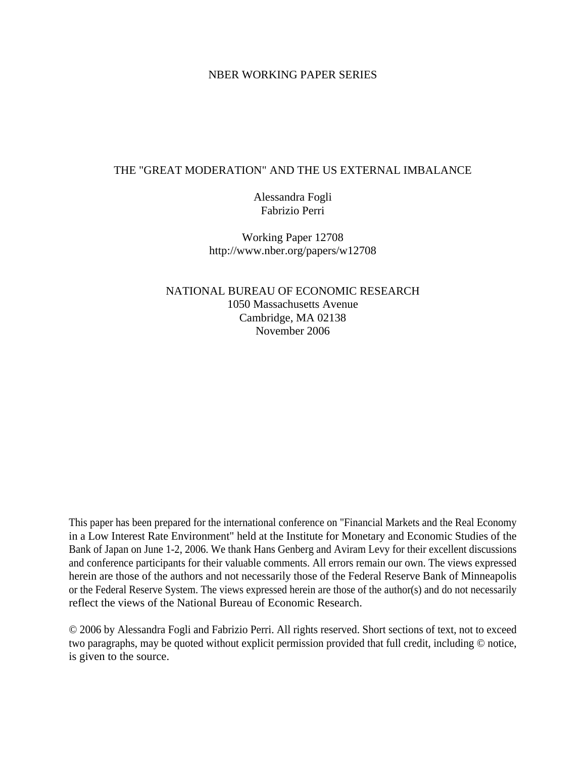NBER WORKING PAPER SERIES

# THE "GREAT MODERATION" AND THE US EXTERNAL IMBALANCE

Alessandra Fogli
Fabrizio Perri

Working Paper 12708
http://www.nber.org/papers/w12708

NATIONAL BUREAU OF ECONOMIC RESEARCH
1050 Massachusetts Avenue
Cambridge, MA 02138
November 2006

This paper has been prepared for the international conference on "Financial Markets and the Real Economy in a Low Interest Rate Environment" held at the Institute for Monetary and Economic Studies of the Bank of Japan on June 1-2, 2006. We thank Hans Genberg and Aviram Levy for their excellent discussions and conference participants for their valuable comments. All errors remain our own. The views expressed herein are those of the authors and not necessarily those of the Federal Reserve Bank of Minneapolis or the Federal Reserve System. The views expressed herein are those of the author(s) and do not necessarily reflect the views of the National Bureau of Economic Research.

© 2006 by Alessandra Fogli and Fabrizio Perri. All rights reserved. Short sections of text, not to exceed two paragraphs, may be quoted without explicit permission provided that full credit, including © notice, is given to the source.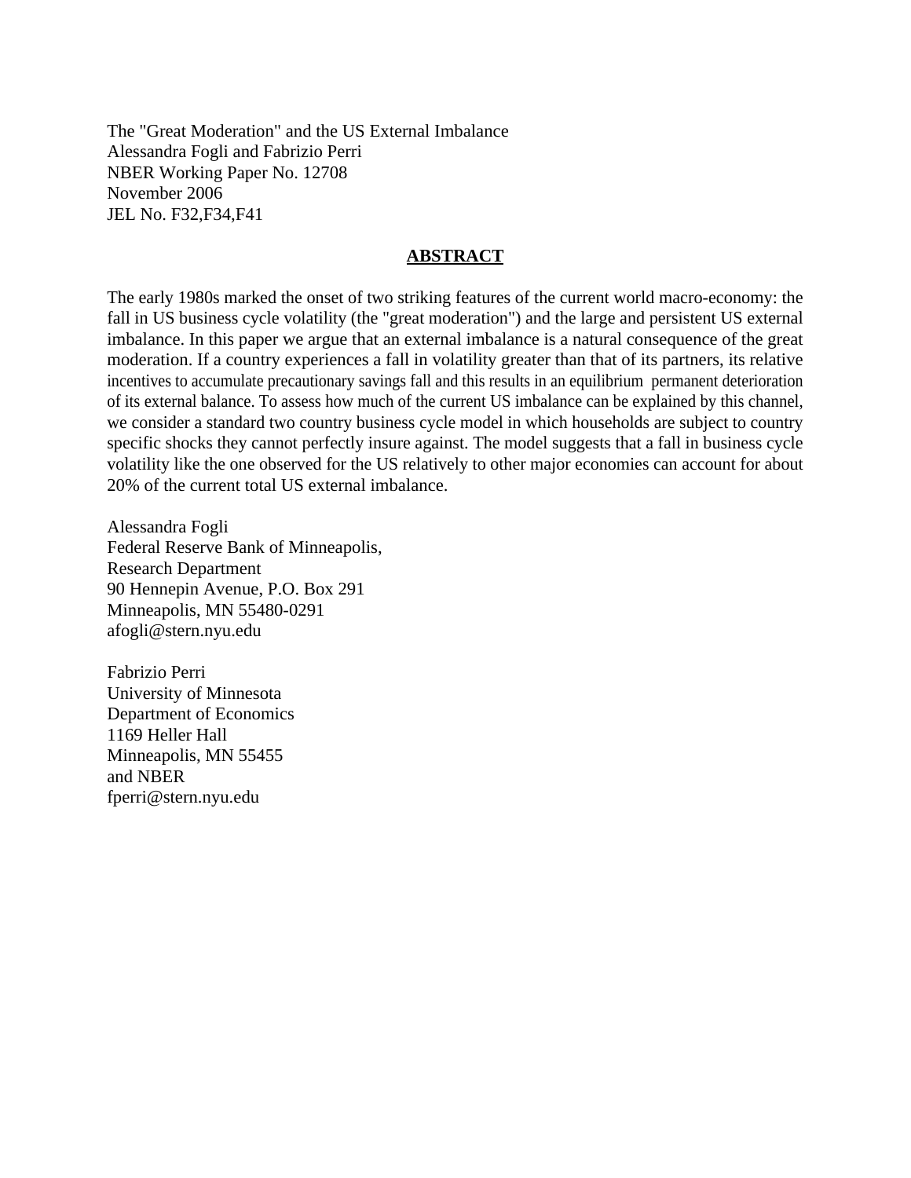The "Great Moderation" and the US External Imbalance
Alessandra Fogli and Fabrizio Perri
NBER Working Paper No. 12708
November 2006
JEL No. F32,F34,F41

## ABSTRACT

The early 1980s marked the onset of two striking features of the current world macro-economy: the fall in US business cycle volatility (the "great moderation") and the large and persistent US external imbalance. In this paper we argue that an external imbalance is a natural consequence of the great moderation. If a country experiences a fall in volatility greater than that of its partners, its relative incentives to accumulate precautionary savings fall and this results in an equilibrium permanent deterioration of its external balance. To assess how much of the current US imbalance can be explained by this channel, we consider a standard two country business cycle model in which households are subject to country specific shocks they cannot perfectly insure against. The model suggests that a fall in business cycle volatility like the one observed for the US relatively to other major economies can account for about 20% of the current total US external imbalance.

Alessandra Fogli
Federal Reserve Bank of Minneapolis,
Research Department
90 Hennepin Avenue, P.O. Box 291
Minneapolis, MN 55480-0291
afogli@stern.nyu.edu

Fabrizio Perri
University of Minnesota
Department of Economics
1169 Heller Hall
Minneapolis, MN 55455
and NBER
fperri@stern.nyu.edu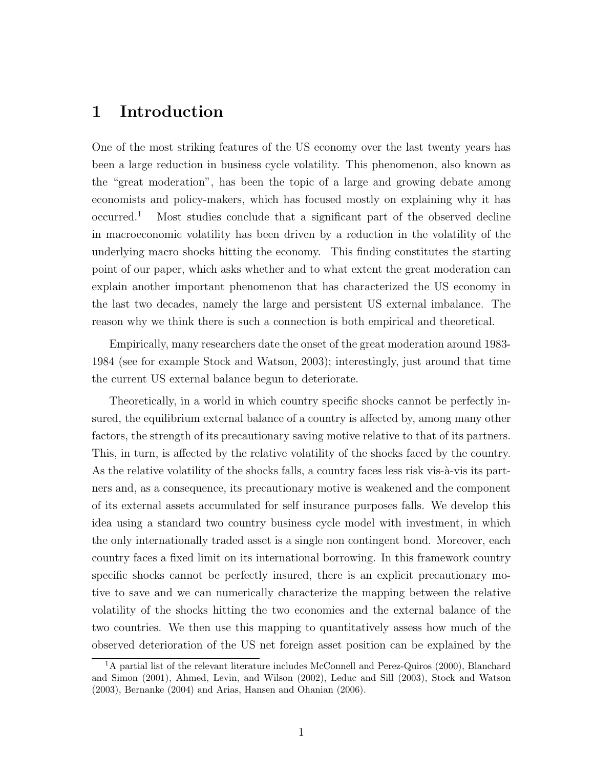# 1 Introduction

One of the most striking features of the US economy over the last twenty years has been a large reduction in business cycle volatility. This phenomenon, also known as the "great moderation", has been the topic of a large and growing debate among economists and policy-makers, which has focused mostly on explaining why it has occurred.[1] Most studies conclude that a significant part of the observed decline in macroeconomic volatility has been driven by a reduction in the volatility of the underlying macro shocks hitting the economy. This finding constitutes the starting point of our paper, which asks whether and to what extent the great moderation can explain another important phenomenon that has characterized the US economy in the last two decades, namely the large and persistent US external imbalance. The reason why we think there is such a connection is both empirical and theoretical.

Empirically, many researchers date the onset of the great moderation around 1983-1984 (see for example Stock and Watson, 2003); interestingly, just around that time the current US external balance begun to deteriorate.

Theoretically, in a world in which country specific shocks cannot be perfectly insured, the equilibrium external balance of a country is affected by, among many other factors, the strength of its precautionary saving motive relative to that of its partners. This, in turn, is affected by the relative volatility of the shocks faced by the country. As the relative volatility of the shocks falls, a country faces less risk vis-à-vis its partners and, as a consequence, its precautionary motive is weakened and the component of its external assets accumulated for self insurance purposes falls. We develop this idea using a standard two country business cycle model with investment, in which the only internationally traded asset is a single non contingent bond. Moreover, each country faces a fixed limit on its international borrowing. In this framework country specific shocks cannot be perfectly insured, there is an explicit precautionary motive to save and we can numerically characterize the mapping between the relative volatility of the shocks hitting the two economies and the external balance of the two countries. We then use this mapping to quantitatively assess how much of the observed deterioration of the US net foreign asset position can be explained by the

[1] A partial list of the relevant literature includes McConnell and Perez-Quiros (2000), Blanchard and Simon (2001), Ahmed, Levin, and Wilson (2002), Leduc and Sill (2003), Stock and Watson (2003), Bernanke (2004) and Arias, Hansen and Ohanian (2006).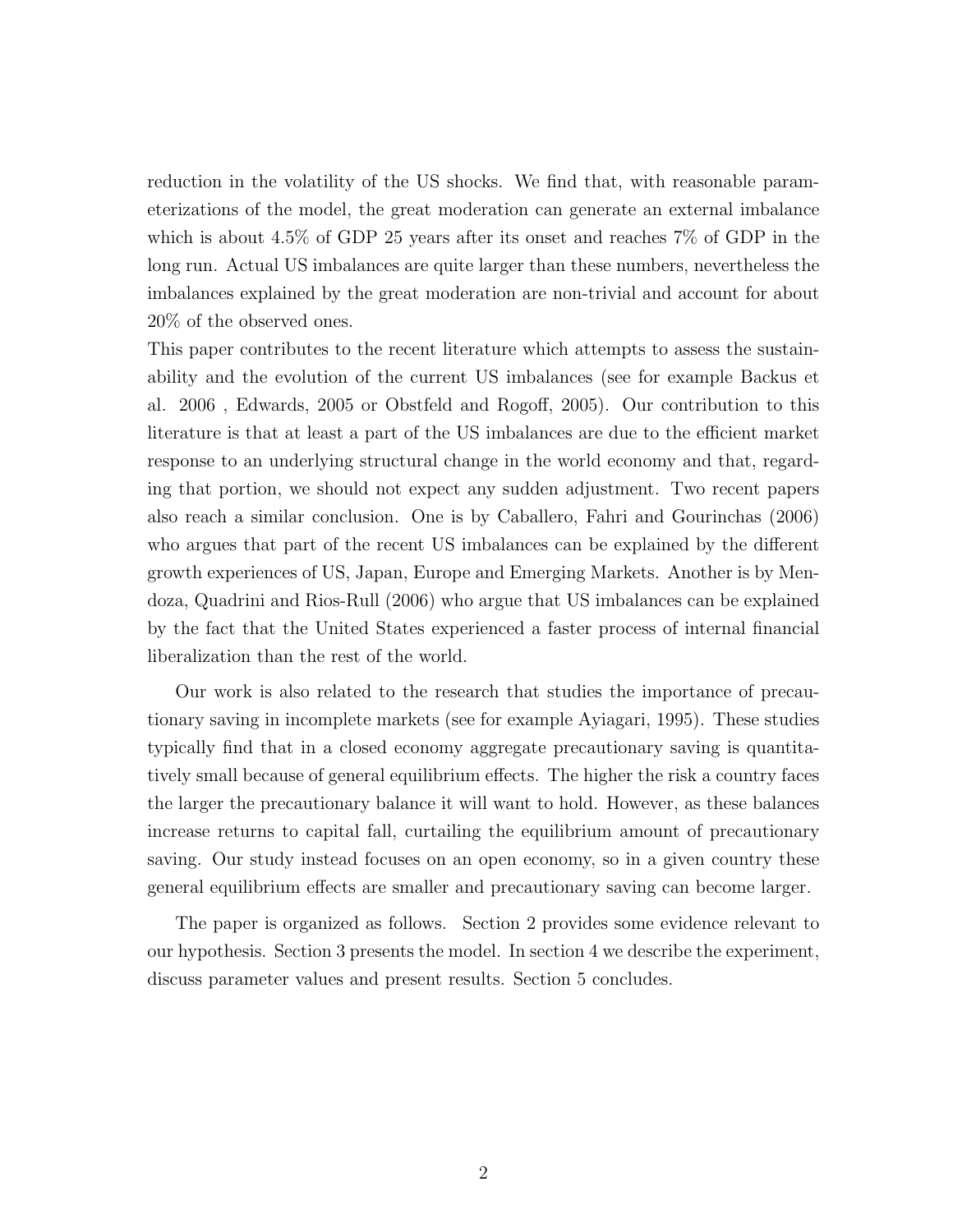reduction in the volatility of the US shocks. We find that, with reasonable parameterizations of the model, the great moderation can generate an external imbalance which is about 4.5% of GDP 25 years after its onset and reaches 7% of GDP in the long run. Actual US imbalances are quite larger than these numbers, nevertheless the imbalances explained by the great moderation are non-trivial and account for about 20% of the observed ones.
This paper contributes to the recent literature which attempts to assess the sustainability and the evolution of the current US imbalances (see for example Backus et al. 2006 , Edwards, 2005 or Obstfeld and Rogoff, 2005). Our contribution to this literature is that at least a part of the US imbalances are due to the efficient market response to an underlying structural change in the world economy and that, regarding that portion, we should not expect any sudden adjustment. Two recent papers also reach a similar conclusion. One is by Caballero, Fahri and Gourinchas (2006) who argues that part of the recent US imbalances can be explained by the different growth experiences of US, Japan, Europe and Emerging Markets. Another is by Mendoza, Quadrini and Rios-Rull (2006) who argue that US imbalances can be explained by the fact that the United States experienced a faster process of internal financial liberalization than the rest of the world.

Our work is also related to the research that studies the importance of precautionary saving in incomplete markets (see for example Ayiagari, 1995). These studies typically find that in a closed economy aggregate precautionary saving is quantitatively small because of general equilibrium effects. The higher the risk a country faces the larger the precautionary balance it will want to hold. However, as these balances increase returns to capital fall, curtailing the equilibrium amount of precautionary saving. Our study instead focuses on an open economy, so in a given country these general equilibrium effects are smaller and precautionary saving can become larger.

The paper is organized as follows. Section 2 provides some evidence relevant to our hypothesis. Section 3 presents the model. In section 4 we describe the experiment, discuss parameter values and present results. Section 5 concludes.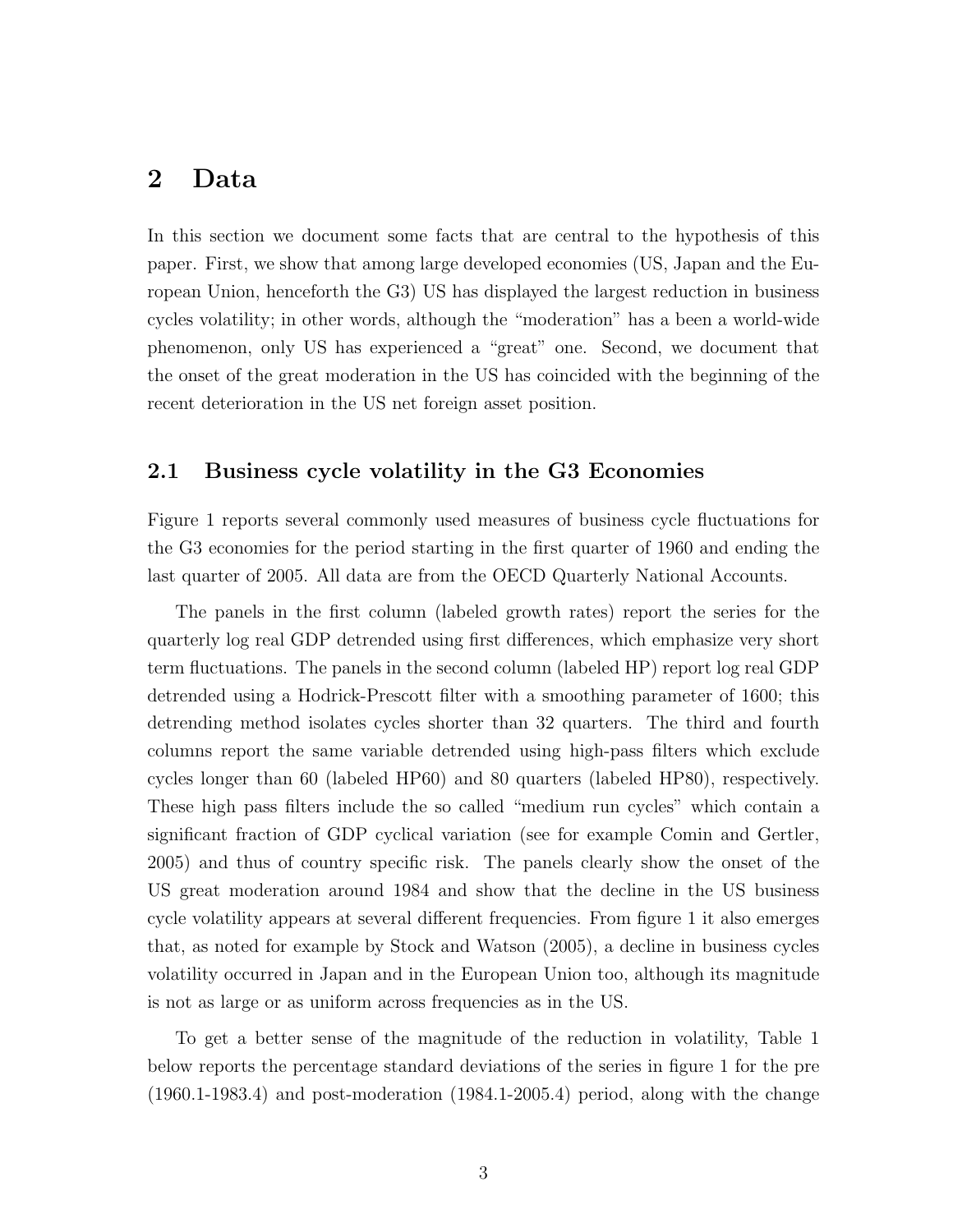## 2 Data

In this section we document some facts that are central to the hypothesis of this paper. First, we show that among large developed economies (US, Japan and the European Union, henceforth the G3) US has displayed the largest reduction in business cycles volatility; in other words, although the "moderation" has a been a world-wide phenomenon, only US has experienced a "great" one. Second, we document that the onset of the great moderation in the US has coincided with the beginning of the recent deterioration in the US net foreign asset position.

### 2.1 Business cycle volatility in the G3 Economies

Figure 1 reports several commonly used measures of business cycle fluctuations for the G3 economies for the period starting in the first quarter of 1960 and ending the last quarter of 2005. All data are from the OECD Quarterly National Accounts.

The panels in the first column (labeled growth rates) report the series for the quarterly log real GDP detrended using first differences, which emphasize very short term fluctuations. The panels in the second column (labeled HP) report log real GDP detrended using a Hodrick-Prescott filter with a smoothing parameter of 1600; this detrending method isolates cycles shorter than 32 quarters. The third and fourth columns report the same variable detrended using high-pass filters which exclude cycles longer than 60 (labeled HP60) and 80 quarters (labeled HP80), respectively. These high pass filters include the so called "medium run cycles" which contain a significant fraction of GDP cyclical variation (see for example Comin and Gertler, 2005) and thus of country specific risk. The panels clearly show the onset of the US great moderation around 1984 and show that the decline in the US business cycle volatility appears at several different frequencies. From figure 1 it also emerges that, as noted for example by Stock and Watson (2005), a decline in business cycles volatility occurred in Japan and in the European Union too, although its magnitude is not as large or as uniform across frequencies as in the US.

To get a better sense of the magnitude of the reduction in volatility, Table 1 below reports the percentage standard deviations of the series in figure 1 for the pre (1960.1-1983.4) and post-moderation (1984.1-2005.4) period, along with the change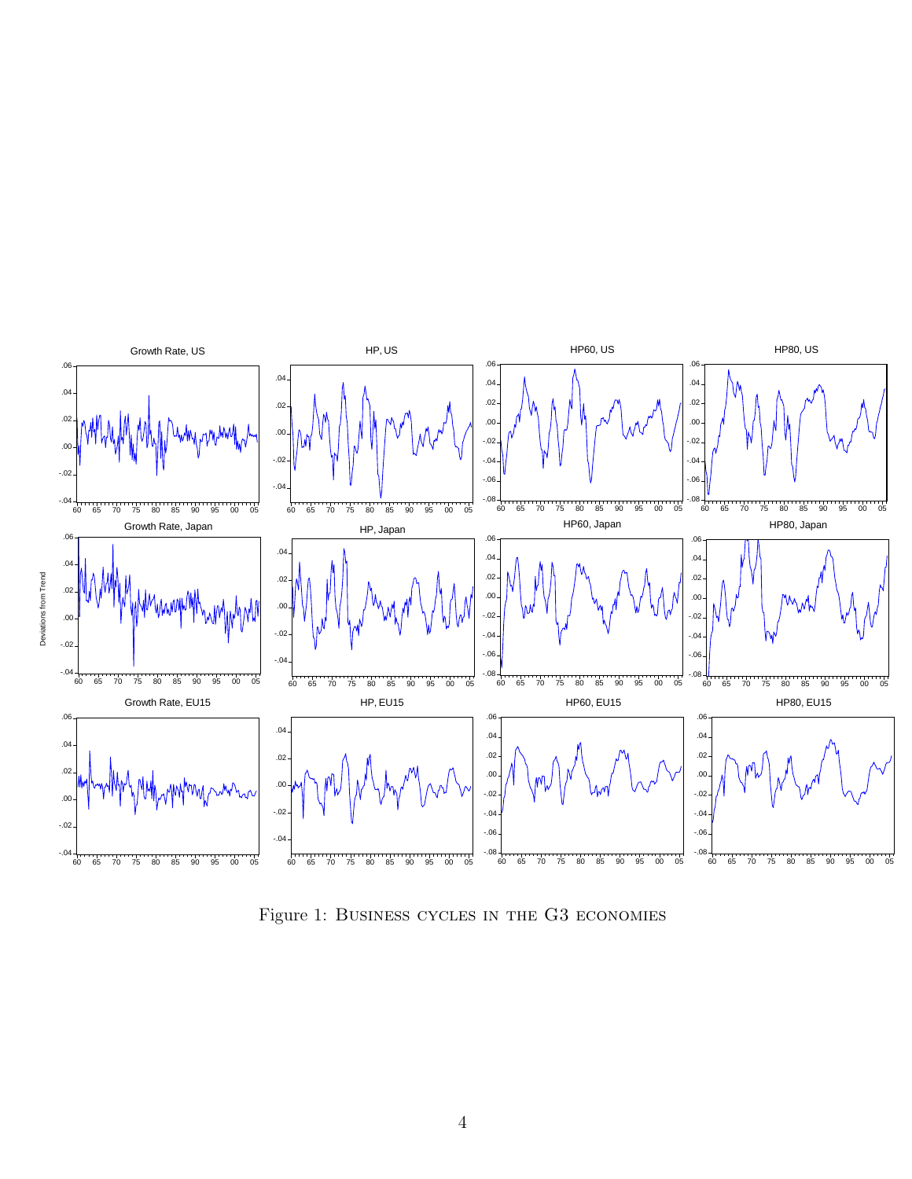Figure 1: Business cycles in the G3 economies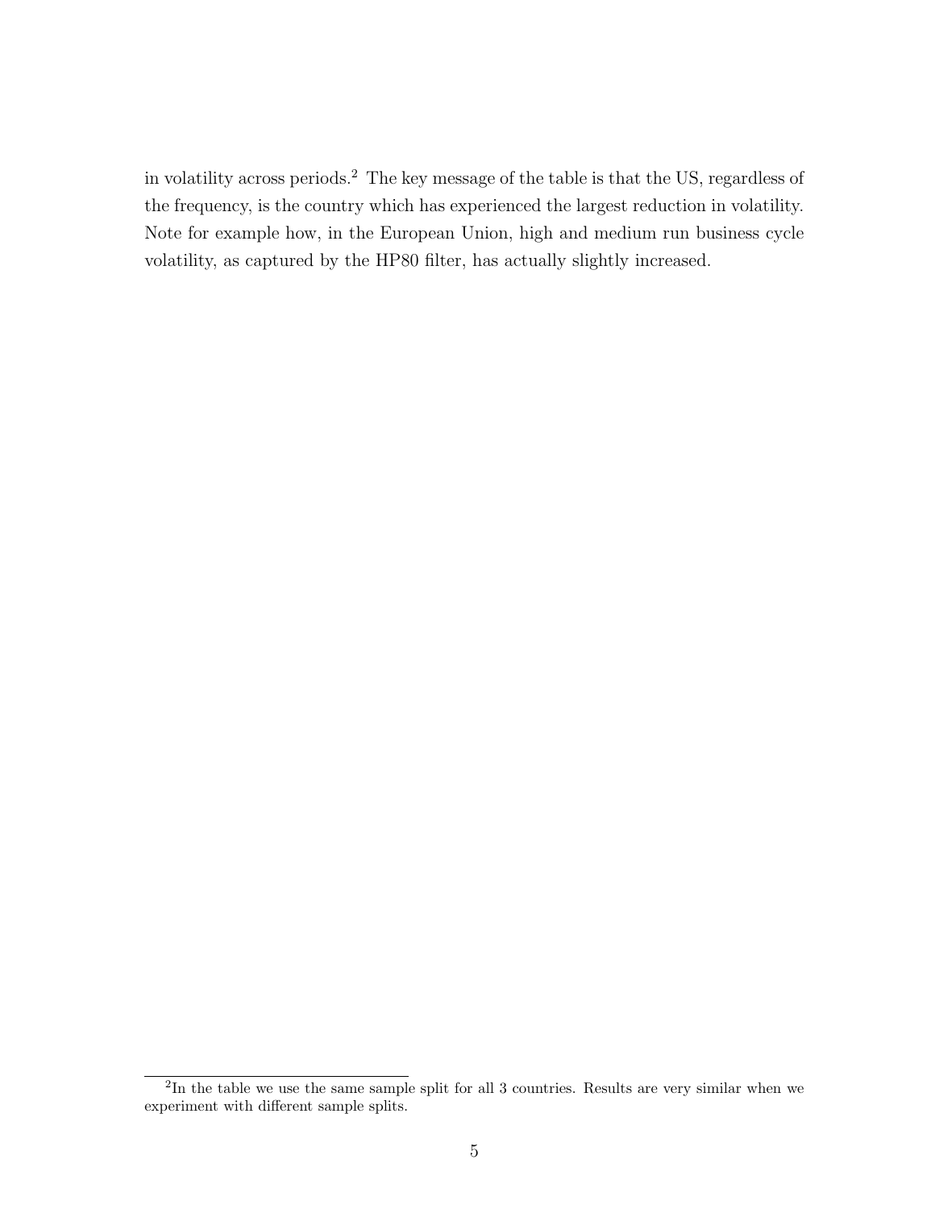in volatility across periods.[2] The key message of the table is that the US, regardless of the frequency, is the country which has experienced the largest reduction in volatility. Note for example how, in the European Union, high and medium run business cycle volatility, as captured by the HP80 filter, has actually slightly increased.

[2] In the table we use the same sample split for all 3 countries. Results are very similar when we experiment with different sample splits.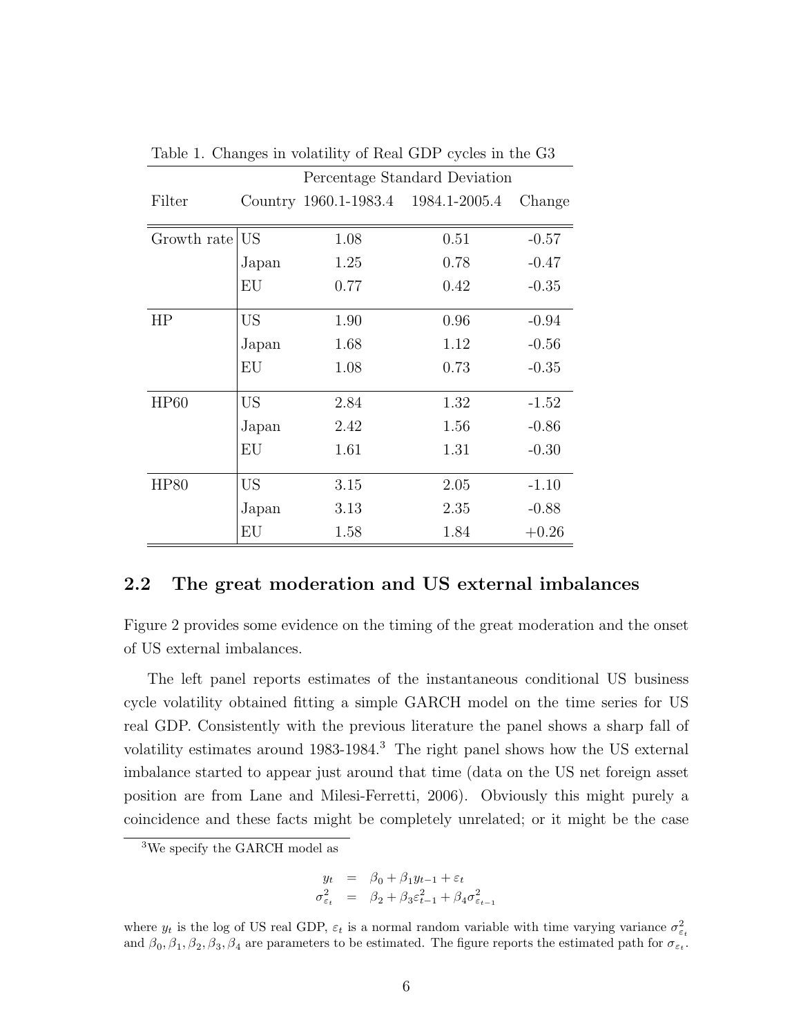Table 1. Changes in volatility of Real GDP cycles in the G3

| Filter | Country | Percentage Standard Deviation 1960.1-1983.4 | 1984.1-2005.4 | Change |
|---|---|---|---|---|
| Growth rate | US | 1.08 | 0.51 | -0.57 |
| | Japan | 1.25 | 0.78 | -0.47 |
| | EU | 0.77 | 0.42 | -0.35 |
| HP | US | 1.90 | 0.96 | -0.94 |
| | Japan | 1.68 | 1.12 | -0.56 |
| | EU | 1.08 | 0.73 | -0.35 |
| HP60 | US | 2.84 | 1.32 | -1.52 |
| | Japan | 2.42 | 1.56 | -0.86 |
| | EU | 1.61 | 1.31 | -0.30 |
| HP80 | US | 3.15 | 2.05 | -1.10 |
| | Japan | 3.13 | 2.35 | -0.88 |
| | EU | 1.58 | 1.84 | +0.26 |

## 2.2 The great moderation and US external imbalances

Figure 2 provides some evidence on the timing of the great moderation and the onset of US external imbalances.

The left panel reports estimates of the instantaneous conditional US business cycle volatility obtained fitting a simple GARCH model on the time series for US real GDP. Consistently with the previous literature the panel shows a sharp fall of volatility estimates around 1983-1984.[3] The right panel shows how the US external imbalance started to appear just around that time (data on the US net foreign asset position are from Lane and Milesi-Ferretti, 2006). Obviously this might purely a coincidence and these facts might be completely unrelated; or it might be the case

[3] We specify the GARCH model as

$$
\begin{aligned}
y_t &= \beta_0 + \beta_1 y_{t-1} + \varepsilon_t \\
\sigma^2_{\varepsilon_t} &= \beta_2 + \beta_3 \varepsilon^2_{t-1} + \beta_4 \sigma^2_{\varepsilon_{t-1}}
\end{aligned}
$$

where $y_t$ is the log of US real GDP, $\varepsilon_t$ is a normal random variable with time varying variance $\sigma^2_{\varepsilon_t}$ and $\beta_0, \beta_1, \beta_2, \beta_3, \beta_4$ are parameters to be estimated. The figure reports the estimated path for $\sigma_{\varepsilon_t}$.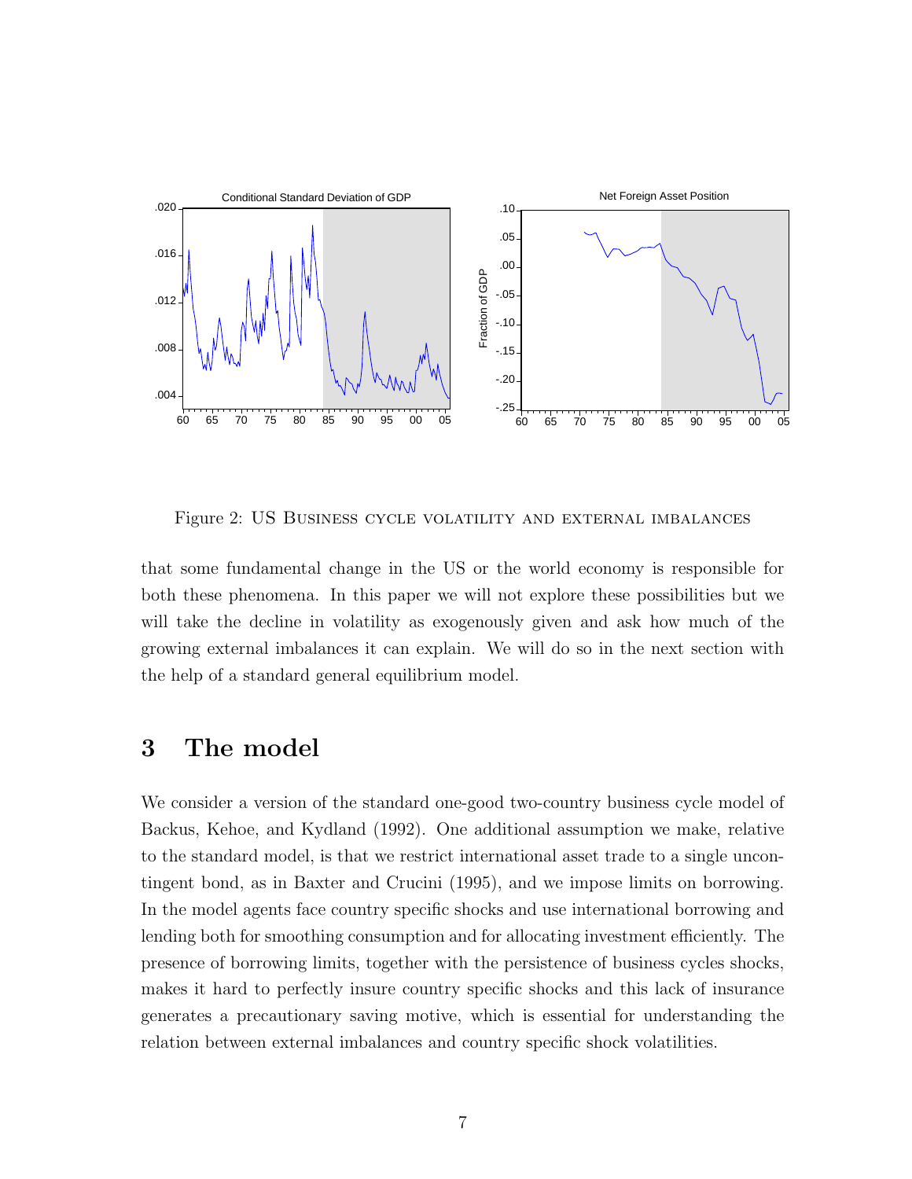Figure 2: US Business cycle volatility and external imbalances

that some fundamental change in the US or the world economy is responsible for both these phenomena. In this paper we will not explore these possibilities but we will take the decline in volatility as exogenously given and ask how much of the growing external imbalances it can explain. We will do so in the next section with the help of a standard general equilibrium model.

# 3 The model

We consider a version of the standard one-good two-country business cycle model of Backus, Kehoe, and Kydland (1992). One additional assumption we make, relative to the standard model, is that we restrict international asset trade to a single uncontingent bond, as in Baxter and Crucini (1995), and we impose limits on borrowing. In the model agents face country specific shocks and use international borrowing and lending both for smoothing consumption and for allocating investment efficiently. The presence of borrowing limits, together with the persistence of business cycles shocks, makes it hard to perfectly insure country specific shocks and this lack of insurance generates a precautionary saving motive, which is essential for understanding the relation between external imbalances and country specific shock volatilities.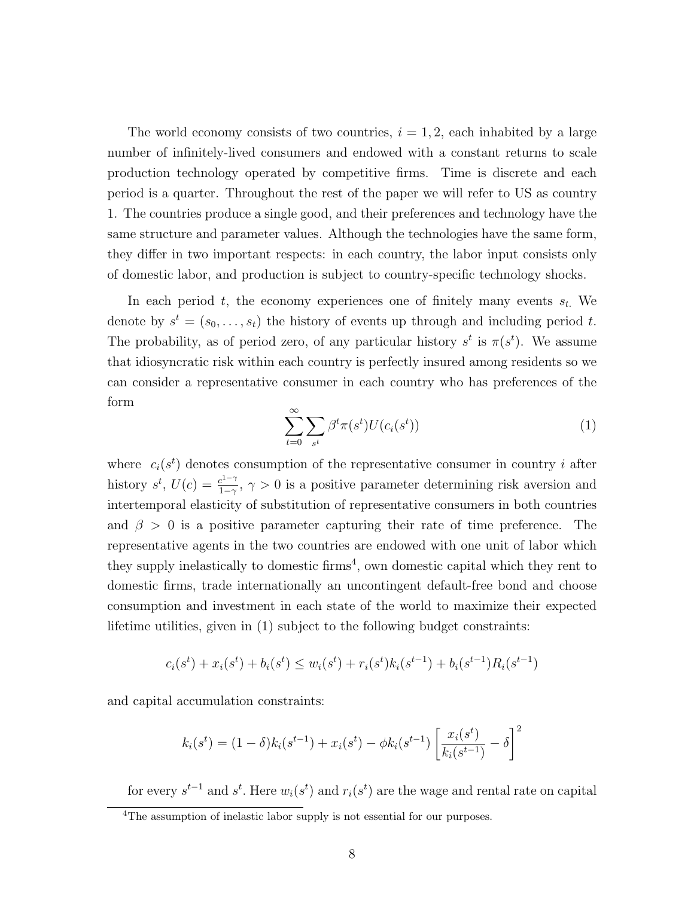The world economy consists of two countries, $i = 1, 2$, each inhabited by a large number of infinitely-lived consumers and endowed with a constant returns to scale production technology operated by competitive firms. Time is discrete and each period is a quarter. Throughout the rest of the paper we will refer to US as country 1. The countries produce a single good, and their preferences and technology have the same structure and parameter values. Although the technologies have the same form, they differ in two important respects: in each country, the labor input consists only of domestic labor, and production is subject to country-specific technology shocks.

In each period $t$, the economy experiences one of finitely many events $s_{t.}$ We denote by $s^t = (s_0, \ldots, s_t)$ the history of events up through and including period $t$. The probability, as of period zero, of any particular history $s^t$ is $\pi(s^t)$. We assume that idiosyncratic risk within each country is perfectly insured among residents so we can consider a representative consumer in each country who has preferences of the form

$$\sum_{t=0}^{\infty} \sum_{s^t} \beta^t \pi(s^t) U(c_i(s^t)) \tag{1}$$

where $c_i(s^t)$ denotes consumption of the representative consumer in country $i$ after history $s^t$, $U(c) = \frac{c^{1-\gamma}}{1-\gamma}$, $\gamma > 0$ is a positive parameter determining risk aversion and intertemporal elasticity of substitution of representative consumers in both countries and $\beta > 0$ is a positive parameter capturing their rate of time preference. The representative agents in the two countries are endowed with one unit of labor which they supply inelastically to domestic firms[4], own domestic capital which they rent to domestic firms, trade internationally an uncontingent default-free bond and choose consumption and investment in each state of the world to maximize their expected lifetime utilities, given in (1) subject to the following budget constraints:

$$c_i(s^t) + x_i(s^t) + b_i(s^t) \leq w_i(s^t) + r_i(s^t) k_i(s^{t-1}) + b_i(s^{t-1}) R_i(s^{t-1})$$

and capital accumulation constraints:

$$k_i(s^t) = (1 - \delta) k_i(s^{t-1}) + x_i(s^t) - \phi k_i(s^{t-1}) \left[ \frac{x_i(s^t)}{k_i(s^{t-1})} - \delta \right]^2$$

for every $s^{t-1}$ and $s^t$. Here $w_i(s^t)$ and $r_i(s^t)$ are the wage and rental rate on capital

[4]The assumption of inelastic labor supply is not essential for our purposes.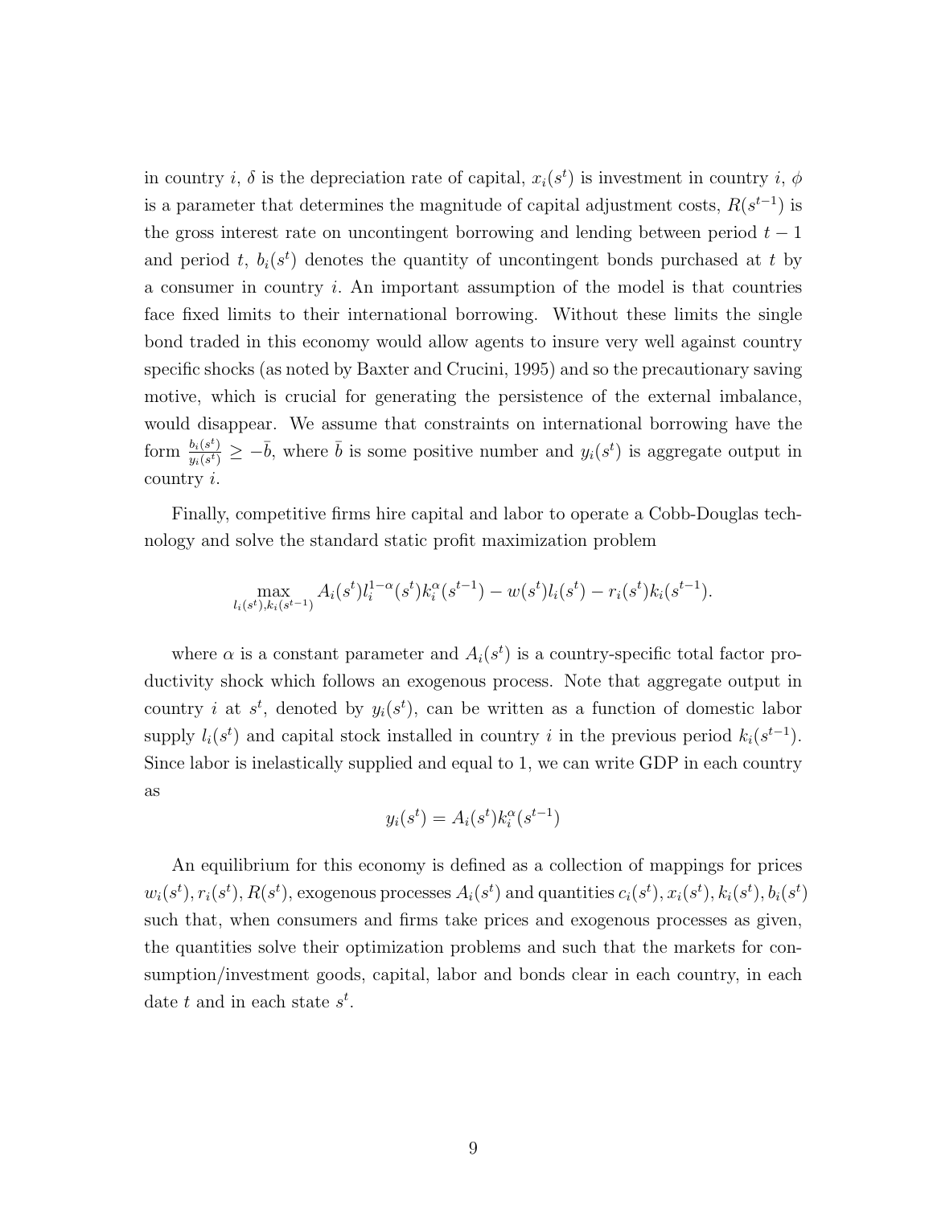in country $i$, $\delta$ is the depreciation rate of capital, $x_i(s^t)$ is investment in country $i$, $\phi$ is a parameter that determines the magnitude of capital adjustment costs, $R(s^{t-1})$ is the gross interest rate on uncontingent borrowing and lending between period $t-1$ and period $t$, $b_i(s^t)$ denotes the quantity of uncontingent bonds purchased at $t$ by a consumer in country $i$. An important assumption of the model is that countries face fixed limits to their international borrowing. Without these limits the single bond traded in this economy would allow agents to insure very well against country specific shocks (as noted by Baxter and Crucini, 1995) and so the precautionary saving motive, which is crucial for generating the persistence of the external imbalance, would disappear. We assume that constraints on international borrowing have the form $\frac{b_i(s^t)}{y_i(s^t)} \geq -\bar{b}$, where $\bar{b}$ is some positive number and $y_i(s^t)$ is aggregate output in country $i$.

Finally, competitive firms hire capital and labor to operate a Cobb-Douglas technology and solve the standard static profit maximization problem

$$\max_{l_i(s^t), k_i(s^{t-1})} A_i(s^t) l_i^{1-\alpha}(s^t) k_i^{\alpha}(s^{t-1}) - w(s^t) l_i(s^t) - r_i(s^t) k_i(s^{t-1}).$$

where $\alpha$ is a constant parameter and $A_i(s^t)$ is a country-specific total factor productivity shock which follows an exogenous process. Note that aggregate output in country $i$ at $s^t$, denoted by $y_i(s^t)$, can be written as a function of domestic labor supply $l_i(s^t)$ and capital stock installed in country $i$ in the previous period $k_i(s^{t-1})$. Since labor is inelastically supplied and equal to 1, we can write GDP in each country as

$$y_i(s^t) = A_i(s^t) k_i^{\alpha}(s^{t-1})$$

An equilibrium for this economy is defined as a collection of mappings for prices $w_i(s^t), r_i(s^t), R(s^t)$, exogenous processes $A_i(s^t)$ and quantities $c_i(s^t), x_i(s^t), k_i(s^t), b_i(s^t)$ such that, when consumers and firms take prices and exogenous processes as given, the quantities solve their optimization problems and such that the markets for consumption/investment goods, capital, labor and bonds clear in each country, in each date $t$ and in each state $s^t$.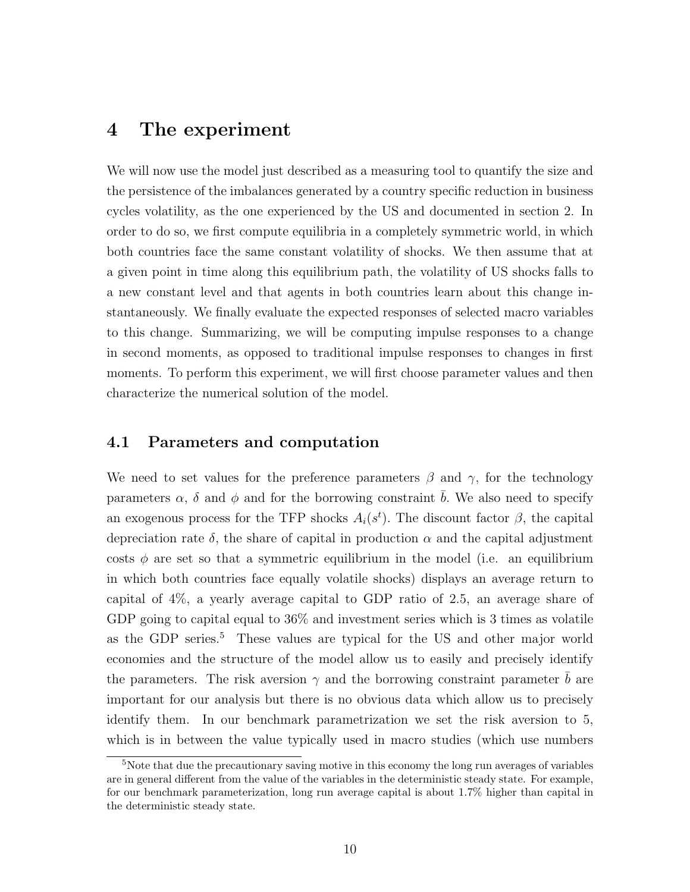# 4 The experiment

We will now use the model just described as a measuring tool to quantify the size and the persistence of the imbalances generated by a country specific reduction in business cycles volatility, as the one experienced by the US and documented in section 2. In order to do so, we first compute equilibria in a completely symmetric world, in which both countries face the same constant volatility of shocks. We then assume that at a given point in time along this equilibrium path, the volatility of US shocks falls to a new constant level and that agents in both countries learn about this change instantaneously. We finally evaluate the expected responses of selected macro variables to this change. Summarizing, we will be computing impulse responses to a change in second moments, as opposed to traditional impulse responses to changes in first moments. To perform this experiment, we will first choose parameter values and then characterize the numerical solution of the model.

## 4.1 Parameters and computation

We need to set values for the preference parameters $\beta$ and $\gamma$, for the technology parameters $\alpha$, $\delta$ and $\phi$ and for the borrowing constraint $\bar{b}$. We also need to specify an exogenous process for the TFP shocks $A_i(s^t)$. The discount factor $\beta$, the capital depreciation rate $\delta$, the share of capital in production $\alpha$ and the capital adjustment costs $\phi$ are set so that a symmetric equilibrium in the model (i.e. an equilibrium in which both countries face equally volatile shocks) displays an average return to capital of 4%, a yearly average capital to GDP ratio of 2.5, an average share of GDP going to capital equal to 36% and investment series which is 3 times as volatile as the GDP series.[5] These values are typical for the US and other major world economies and the structure of the model allow us to easily and precisely identify the parameters. The risk aversion $\gamma$ and the borrowing constraint parameter $\bar{b}$ are important for our analysis but there is no obvious data which allow us to precisely identify them. In our benchmark parametrization we set the risk aversion to 5, which is in between the value typically used in macro studies (which use numbers

[5]Note that due the precautionary saving motive in this economy the long run averages of variables are in general different from the value of the variables in the deterministic steady state. For example, for our benchmark parameterization, long run average capital is about 1.7% higher than capital in the deterministic steady state.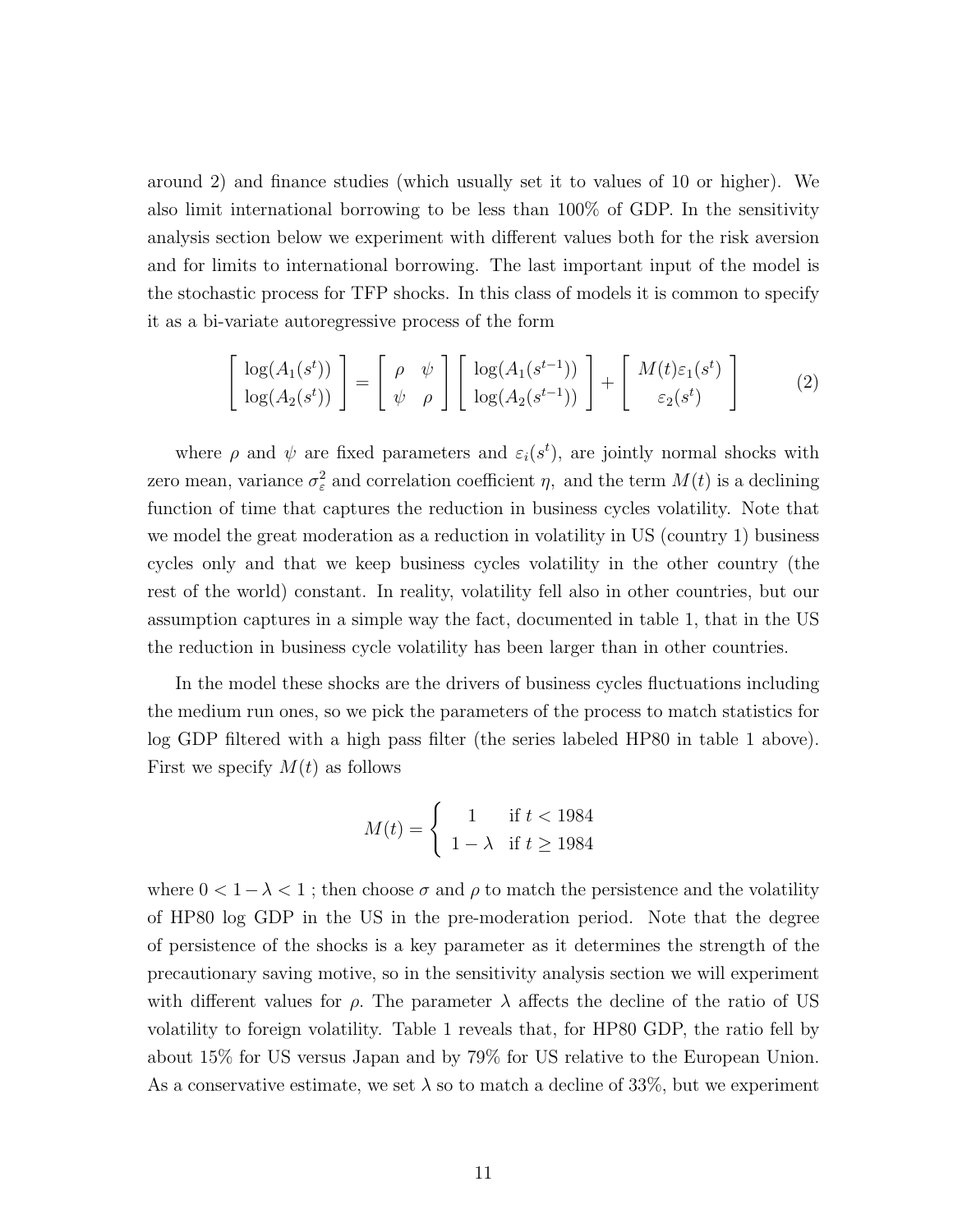around 2) and finance studies (which usually set it to values of 10 or higher). We also limit international borrowing to be less than 100% of GDP. In the sensitivity analysis section below we experiment with different values both for the risk aversion and for limits to international borrowing. The last important input of the model is the stochastic process for TFP shocks. In this class of models it is common to specify it as a bi-variate autoregressive process of the form

$$
\begin{bmatrix} \log(A_1(s^t)) \\ \log(A_2(s^t)) \end{bmatrix} = \begin{bmatrix} \rho & \psi \\ \psi & \rho \end{bmatrix} \begin{bmatrix} \log(A_1(s^{t-1})) \\ \log(A_2(s^{t-1})) \end{bmatrix} + \begin{bmatrix} M(t)\varepsilon_1(s^t) \\ \varepsilon_2(s^t) \end{bmatrix} \tag{2}
$$

where $\rho$ and $\psi$ are fixed parameters and $\varepsilon_i(s^t)$, are jointly normal shocks with zero mean, variance $\sigma_\varepsilon^2$ and correlation coefficient $\eta$, and the term $M(t)$ is a declining function of time that captures the reduction in business cycles volatility. Note that we model the great moderation as a reduction in volatility in US (country 1) business cycles only and that we keep business cycles volatility in the other country (the rest of the world) constant. In reality, volatility fell also in other countries, but our assumption captures in a simple way the fact, documented in table 1, that in the US the reduction in business cycle volatility has been larger than in other countries.

In the model these shocks are the drivers of business cycles fluctuations including the medium run ones, so we pick the parameters of the process to match statistics for log GDP filtered with a high pass filter (the series labeled HP80 in table 1 above). First we specify $M(t)$ as follows

$$
M(t) = \begin{cases} 1 & \text{if } t < 1984 \\ 1-\lambda & \text{if } t \geq 1984 \end{cases}
$$

where $0 < 1-\lambda < 1$ ; then choose $\sigma$ and $\rho$ to match the persistence and the volatility of HP80 log GDP in the US in the pre-moderation period. Note that the degree of persistence of the shocks is a key parameter as it determines the strength of the precautionary saving motive, so in the sensitivity analysis section we will experiment with different values for $\rho$. The parameter $\lambda$ affects the decline of the ratio of US volatility to foreign volatility. Table 1 reveals that, for HP80 GDP, the ratio fell by about 15% for US versus Japan and by 79% for US relative to the European Union. As a conservative estimate, we set $\lambda$ so to match a decline of 33%, but we experiment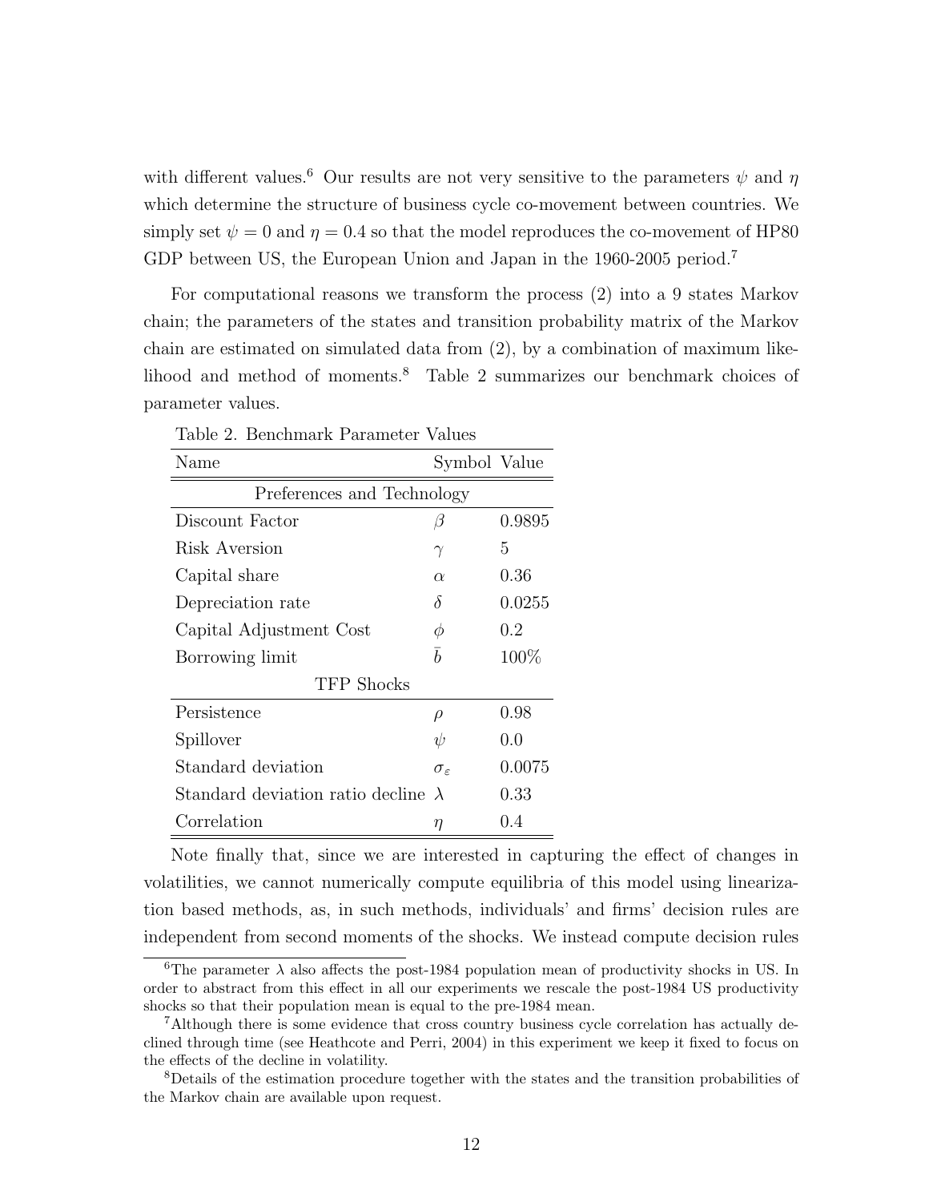with different values.[6] Our results are not very sensitive to the parameters $\psi$ and $\eta$ which determine the structure of business cycle co-movement between countries. We simply set $\psi = 0$ and $\eta = 0.4$ so that the model reproduces the co-movement of HP80 GDP between US, the European Union and Japan in the 1960-2005 period.[7]

For computational reasons we transform the process (2) into a 9 states Markov chain; the parameters of the states and transition probability matrix of the Markov chain are estimated on simulated data from (2), by a combination of maximum likelihood and method of moments.[8] Table 2 summarizes our benchmark choices of parameter values.

Table 2. Benchmark Parameter Values

| Name | Symbol | Value |
|---|---|---|
| Preferences and Technology | | |
| Discount Factor | $\beta$ | 0.9895 |
| Risk Aversion | $\gamma$ | 5 |
| Capital share | $\alpha$ | 0.36 |
| Depreciation rate | $\delta$ | 0.0255 |
| Capital Adjustment Cost | $\phi$ | 0.2 |
| Borrowing limit | $\bar{b}$ | 100% |
| TFP Shocks | | |
| Persistence | $\rho$ | 0.98 |
| Spillover | $\psi$ | 0.0 |
| Standard deviation | $\sigma_\varepsilon$ | 0.0075 |
| Standard deviation ratio decline | $\lambda$ | 0.33 |
| Correlation | $\eta$ | 0.4 |

Note finally that, since we are interested in capturing the effect of changes in volatilities, we cannot numerically compute equilibria of this model using linearization based methods, as, in such methods, individuals' and firms' decision rules are independent from second moments of the shocks. We instead compute decision rules

[6] The parameter $\lambda$ also affects the post-1984 population mean of productivity shocks in US. In order to abstract from this effect in all our experiments we rescale the post-1984 US productivity shocks so that their population mean is equal to the pre-1984 mean.

[7] Although there is some evidence that cross country business cycle correlation has actually declined through time (see Heathcote and Perri, 2004) in this experiment we keep it fixed to focus on the effects of the decline in volatility.

[8] Details of the estimation procedure together with the states and the transition probabilities of the Markov chain are available upon request.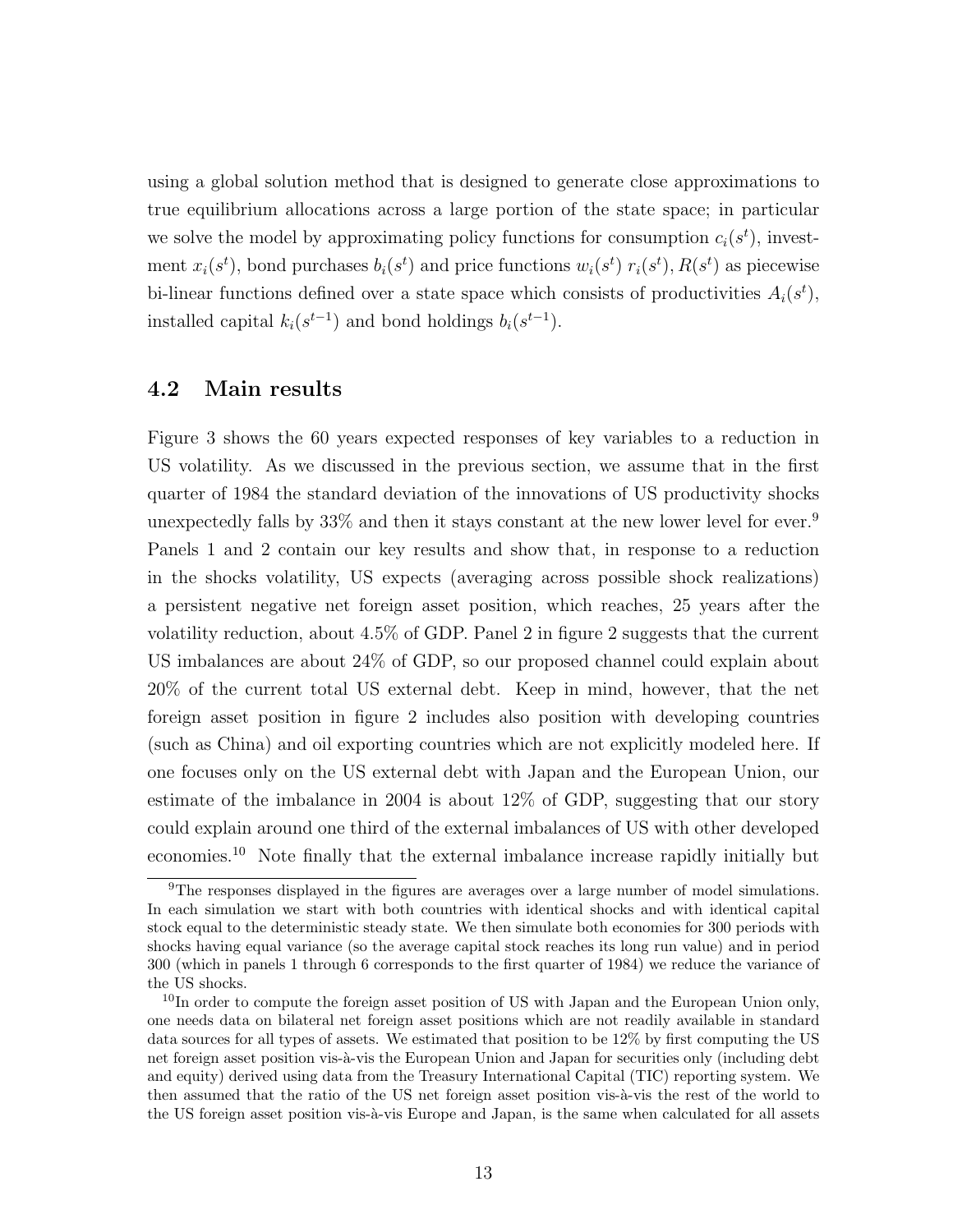using a global solution method that is designed to generate close approximations to true equilibrium allocations across a large portion of the state space; in particular we solve the model by approximating policy functions for consumption $c_i(s^t)$, investment $x_i(s^t)$, bond purchases $b_i(s^t)$ and price functions $w_i(s^t)$ $r_i(s^t)$, $R(s^t)$ as piecewise bi-linear functions defined over a state space which consists of productivities $A_i(s^t)$, installed capital $k_i(s^{t-1})$ and bond holdings $b_i(s^{t-1})$.

## 4.2 Main results

Figure 3 shows the 60 years expected responses of key variables to a reduction in US volatility. As we discussed in the previous section, we assume that in the first quarter of 1984 the standard deviation of the innovations of US productivity shocks unexpectedly falls by 33% and then it stays constant at the new lower level for ever.[9] Panels 1 and 2 contain our key results and show that, in response to a reduction in the shocks volatility, US expects (averaging across possible shock realizations) a persistent negative net foreign asset position, which reaches, 25 years after the volatility reduction, about 4.5% of GDP. Panel 2 in figure 2 suggests that the current US imbalances are about 24% of GDP, so our proposed channel could explain about 20% of the current total US external debt. Keep in mind, however, that the net foreign asset position in figure 2 includes also position with developing countries (such as China) and oil exporting countries which are not explicitly modeled here. If one focuses only on the US external debt with Japan and the European Union, our estimate of the imbalance in 2004 is about 12% of GDP, suggesting that our story could explain around one third of the external imbalances of US with other developed economies.[10] Note finally that the external imbalance increase rapidly initially but

[9] The responses displayed in the figures are averages over a large number of model simulations. In each simulation we start with both countries with identical shocks and with identical capital stock equal to the deterministic steady state. We then simulate both economies for 300 periods with shocks having equal variance (so the average capital stock reaches its long run value) and in period 300 (which in panels 1 through 6 corresponds to the first quarter of 1984) we reduce the variance of the US shocks.

[10] In order to compute the foreign asset position of US with Japan and the European Union only, one needs data on bilateral net foreign asset positions which are not readily available in standard data sources for all types of assets. We estimated that position to be 12% by first computing the US net foreign asset position vis-à-vis the European Union and Japan for securities only (including debt and equity) derived using data from the Treasury International Capital (TIC) reporting system. We then assumed that the ratio of the US net foreign asset position vis-à-vis the rest of the world to the US foreign asset position vis-à-vis Europe and Japan, is the same when calculated for all assets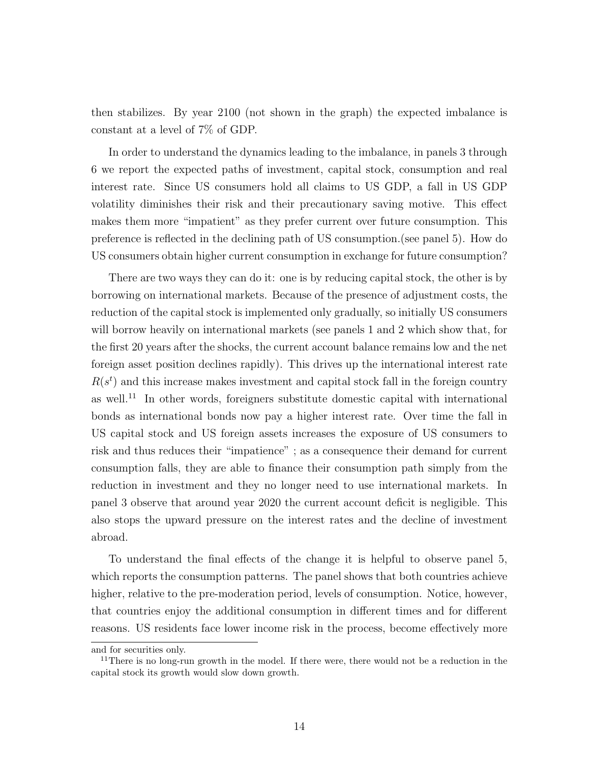then stabilizes. By year 2100 (not shown in the graph) the expected imbalance is constant at a level of 7% of GDP.

In order to understand the dynamics leading to the imbalance, in panels 3 through 6 we report the expected paths of investment, capital stock, consumption and real interest rate. Since US consumers hold all claims to US GDP, a fall in US GDP volatility diminishes their risk and their precautionary saving motive. This effect makes them more "impatient" as they prefer current over future consumption. This preference is reflected in the declining path of US consumption.(see panel 5). How do US consumers obtain higher current consumption in exchange for future consumption?

There are two ways they can do it: one is by reducing capital stock, the other is by borrowing on international markets. Because of the presence of adjustment costs, the reduction of the capital stock is implemented only gradually, so initially US consumers will borrow heavily on international markets (see panels 1 and 2 which show that, for the first 20 years after the shocks, the current account balance remains low and the net foreign asset position declines rapidly). This drives up the international interest rate $R(s^t)$ and this increase makes investment and capital stock fall in the foreign country as well.[11] In other words, foreigners substitute domestic capital with international bonds as international bonds now pay a higher interest rate. Over time the fall in US capital stock and US foreign assets increases the exposure of US consumers to risk and thus reduces their "impatience" ; as a consequence their demand for current consumption falls, they are able to finance their consumption path simply from the reduction in investment and they no longer need to use international markets. In panel 3 observe that around year 2020 the current account deficit is negligible. This also stops the upward pressure on the interest rates and the decline of investment abroad.

To understand the final effects of the change it is helpful to observe panel 5, which reports the consumption patterns. The panel shows that both countries achieve higher, relative to the pre-moderation period, levels of consumption. Notice, however, that countries enjoy the additional consumption in different times and for different reasons. US residents face lower income risk in the process, become effectively more

and for securities only.

[11] There is no long-run growth in the model. If there were, there would not be a reduction in the capital stock its growth would slow down growth.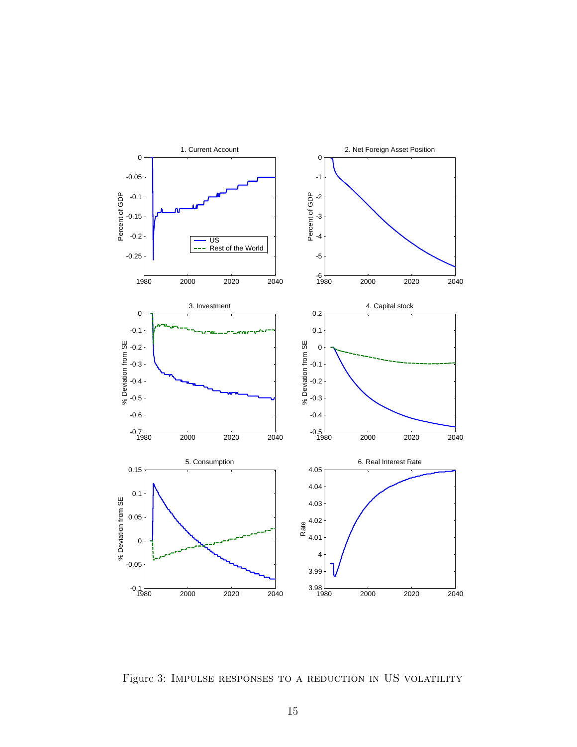Figure 3: Impulse responses to a reduction in US volatility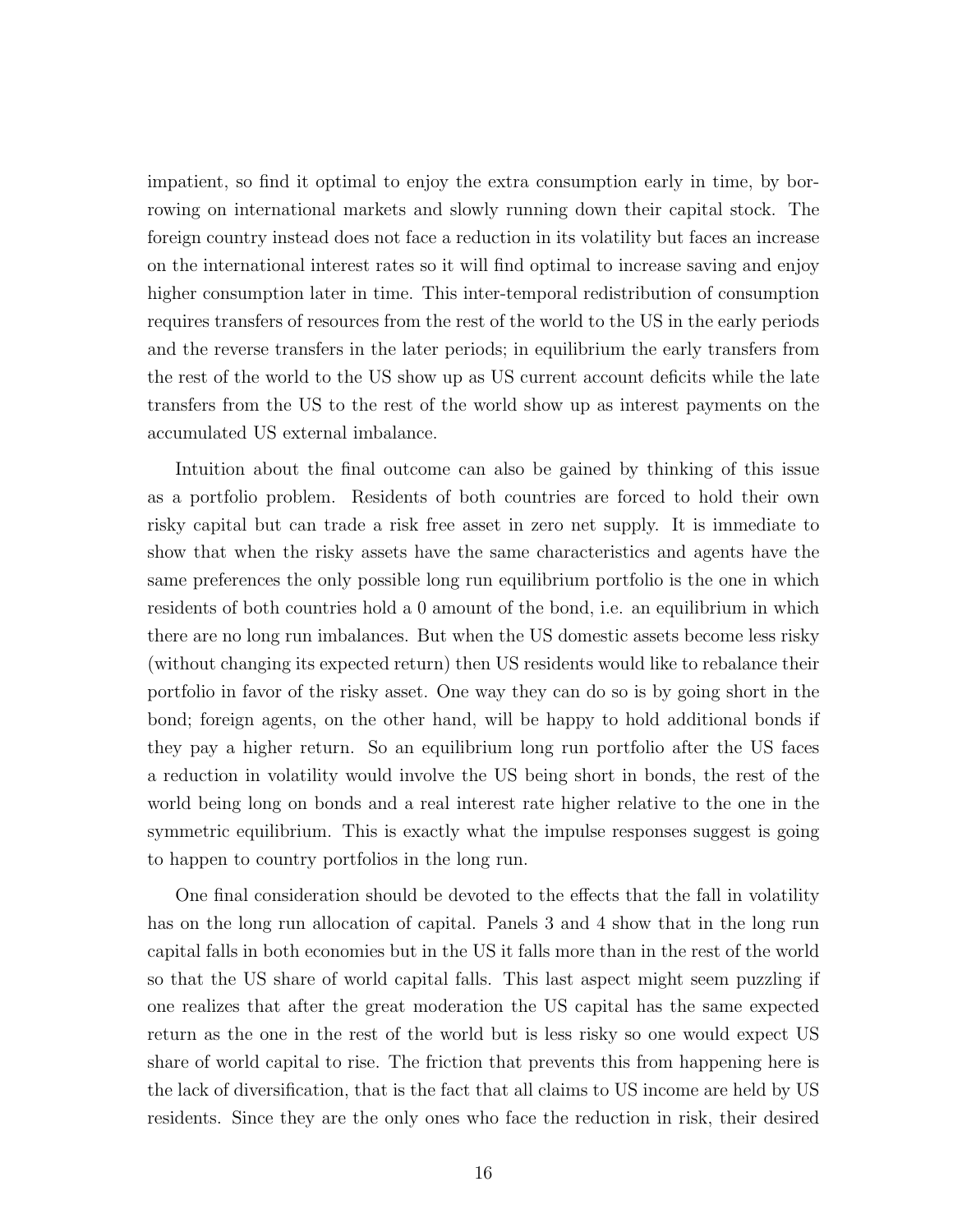impatient, so find it optimal to enjoy the extra consumption early in time, by borrowing on international markets and slowly running down their capital stock. The foreign country instead does not face a reduction in its volatility but faces an increase on the international interest rates so it will find optimal to increase saving and enjoy higher consumption later in time. This inter-temporal redistribution of consumption requires transfers of resources from the rest of the world to the US in the early periods and the reverse transfers in the later periods; in equilibrium the early transfers from the rest of the world to the US show up as US current account deficits while the late transfers from the US to the rest of the world show up as interest payments on the accumulated US external imbalance.

Intuition about the final outcome can also be gained by thinking of this issue as a portfolio problem. Residents of both countries are forced to hold their own risky capital but can trade a risk free asset in zero net supply. It is immediate to show that when the risky assets have the same characteristics and agents have the same preferences the only possible long run equilibrium portfolio is the one in which residents of both countries hold a 0 amount of the bond, i.e. an equilibrium in which there are no long run imbalances. But when the US domestic assets become less risky (without changing its expected return) then US residents would like to rebalance their portfolio in favor of the risky asset. One way they can do so is by going short in the bond; foreign agents, on the other hand, will be happy to hold additional bonds if they pay a higher return. So an equilibrium long run portfolio after the US faces a reduction in volatility would involve the US being short in bonds, the rest of the world being long on bonds and a real interest rate higher relative to the one in the symmetric equilibrium. This is exactly what the impulse responses suggest is going to happen to country portfolios in the long run.

One final consideration should be devoted to the effects that the fall in volatility has on the long run allocation of capital. Panels 3 and 4 show that in the long run capital falls in both economies but in the US it falls more than in the rest of the world so that the US share of world capital falls. This last aspect might seem puzzling if one realizes that after the great moderation the US capital has the same expected return as the one in the rest of the world but is less risky so one would expect US share of world capital to rise. The friction that prevents this from happening here is the lack of diversification, that is the fact that all claims to US income are held by US residents. Since they are the only ones who face the reduction in risk, their desired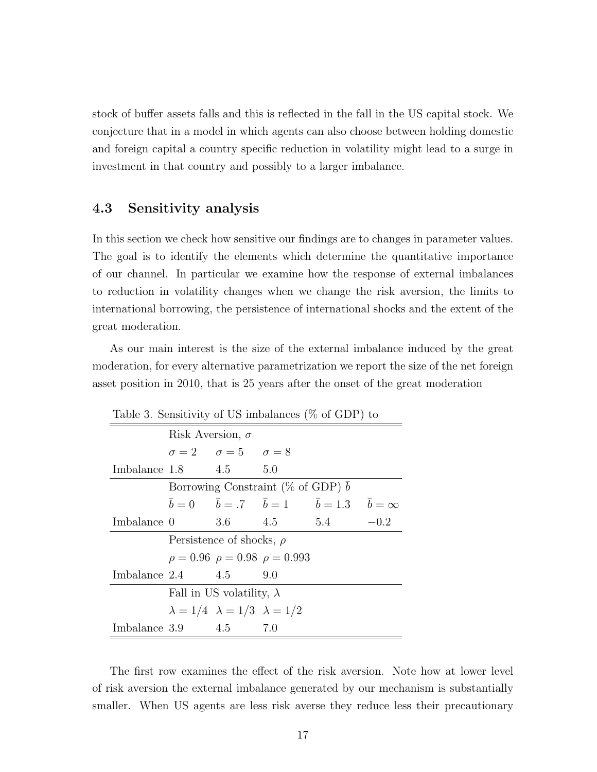stock of buffer assets falls and this is reflected in the fall in the US capital stock. We conjecture that in a model in which agents can also choose between holding domestic and foreign capital a country specific reduction in volatility might lead to a surge in investment in that country and possibly to a larger imbalance.

## 4.3 Sensitivity analysis

In this section we check how sensitive our findings are to changes in parameter values. The goal is to identify the elements which determine the quantitative importance of our channel. In particular we examine how the response of external imbalances to reduction in volatility changes when we change the risk aversion, the limits to international borrowing, the persistence of international shocks and the extent of the great moderation.

As our main interest is the size of the external imbalance induced by the great moderation, for every alternative parametrization we report the size of the net foreign asset position in 2010, that is 25 years after the onset of the great moderation

Table 3. Sensitivity of US imbalances (% of GDP) to

| | Risk Aversion, $\sigma$ | | | | |
|---|---|---|---|---|---|
| | $\sigma = 2$ | $\sigma = 5$ | $\sigma = 8$ | | |
| Imbalance | 1.8 | 4.5 | 5.0 | | |
| | Borrowing Constraint (% of GDP) $\bar{b}$ | | | | |
| | $\bar{b} = 0$ | $\bar{b} = .7$ | $\bar{b} = 1$ | $\bar{b} = 1.3$ | $\bar{b} = \infty$ |
| Imbalance | 0 | 3.6 | 4.5 | 5.4 | $-0.2$ |
| | Persistence of shocks, $\rho$ | | | | |
| | $\rho = 0.96$ | $\rho = 0.98$ | $\rho = 0.993$ | | |
| Imbalance | 2.4 | 4.5 | 9.0 | | |
| | Fall in US volatility, $\lambda$ | | | | |
| | $\lambda = 1/4$ | $\lambda = 1/3$ | $\lambda = 1/2$ | | |
| Imbalance | 3.9 | 4.5 | 7.0 | | |

The first row examines the effect of the risk aversion. Note how at lower level of risk aversion the external imbalance generated by our mechanism is substantially smaller. When US agents are less risk averse they reduce less their precautionary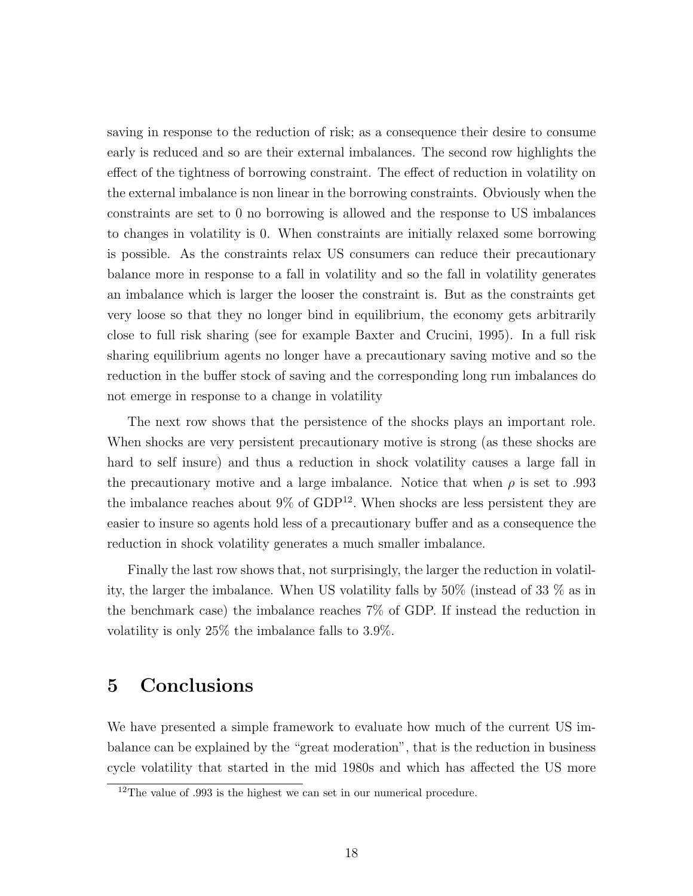saving in response to the reduction of risk; as a consequence their desire to consume early is reduced and so are their external imbalances. The second row highlights the effect of the tightness of borrowing constraint. The effect of reduction in volatility on the external imbalance is non linear in the borrowing constraints. Obviously when the constraints are set to 0 no borrowing is allowed and the response to US imbalances to changes in volatility is 0. When constraints are initially relaxed some borrowing is possible. As the constraints relax US consumers can reduce their precautionary balance more in response to a fall in volatility and so the fall in volatility generates an imbalance which is larger the looser the constraint is. But as the constraints get very loose so that they no longer bind in equilibrium, the economy gets arbitrarily close to full risk sharing (see for example Baxter and Crucini, 1995). In a full risk sharing equilibrium agents no longer have a precautionary saving motive and so the reduction in the buffer stock of saving and the corresponding long run imbalances do not emerge in response to a change in volatility

The next row shows that the persistence of the shocks plays an important role. When shocks are very persistent precautionary motive is strong (as these shocks are hard to self insure) and thus a reduction in shock volatility causes a large fall in the precautionary motive and a large imbalance. Notice that when $\rho$ is set to .993 the imbalance reaches about 9% of GDP[12]. When shocks are less persistent they are easier to insure so agents hold less of a precautionary buffer and as a consequence the reduction in shock volatility generates a much smaller imbalance.

Finally the last row shows that, not surprisingly, the larger the reduction in volatility, the larger the imbalance. When US volatility falls by 50% (instead of 33 % as in the benchmark case) the imbalance reaches 7% of GDP. If instead the reduction in volatility is only 25% the imbalance falls to 3.9%.

# 5 Conclusions

We have presented a simple framework to evaluate how much of the current US imbalance can be explained by the "great moderation", that is the reduction in business cycle volatility that started in the mid 1980s and which has affected the US more

[12] The value of .993 is the highest we can set in our numerical procedure.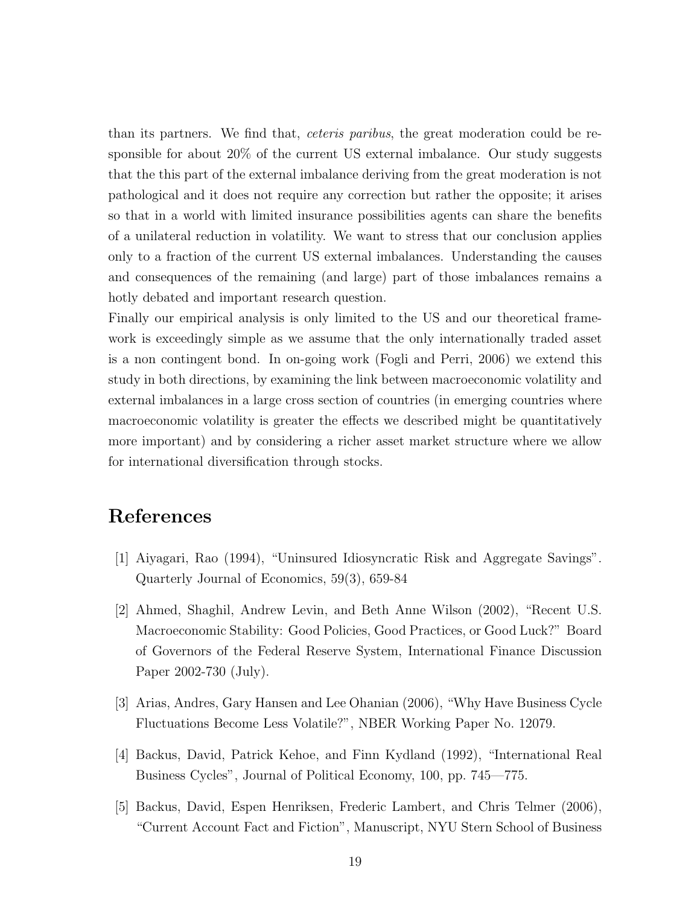than its partners. We find that, *ceteris paribus*, the great moderation could be responsible for about 20% of the current US external imbalance. Our study suggests that the this part of the external imbalance deriving from the great moderation is not pathological and it does not require any correction but rather the opposite; it arises so that in a world with limited insurance possibilities agents can share the benefits of a unilateral reduction in volatility. We want to stress that our conclusion applies only to a fraction of the current US external imbalances. Understanding the causes and consequences of the remaining (and large) part of those imbalances remains a hotly debated and important research question.

Finally our empirical analysis is only limited to the US and our theoretical framework is exceedingly simple as we assume that the only internationally traded asset is a non contingent bond. In on-going work (Fogli and Perri, 2006) we extend this study in both directions, by examining the link between macroeconomic volatility and external imbalances in a large cross section of countries (in emerging countries where macroeconomic volatility is greater the effects we described might be quantitatively more important) and by considering a richer asset market structure where we allow for international diversification through stocks.

# References

[1] Aiyagari, Rao (1994), "Uninsured Idiosyncratic Risk and Aggregate Savings". Quarterly Journal of Economics, 59(3), 659-84

[2] Ahmed, Shaghil, Andrew Levin, and Beth Anne Wilson (2002), "Recent U.S. Macroeconomic Stability: Good Policies, Good Practices, or Good Luck?" Board of Governors of the Federal Reserve System, International Finance Discussion Paper 2002-730 (July).

[3] Arias, Andres, Gary Hansen and Lee Ohanian (2006), "Why Have Business Cycle Fluctuations Become Less Volatile?", NBER Working Paper No. 12079.

[4] Backus, David, Patrick Kehoe, and Finn Kydland (1992), "International Real Business Cycles", Journal of Political Economy, 100, pp. 745—775.

[5] Backus, David, Espen Henriksen, Frederic Lambert, and Chris Telmer (2006), "Current Account Fact and Fiction", Manuscript, NYU Stern School of Business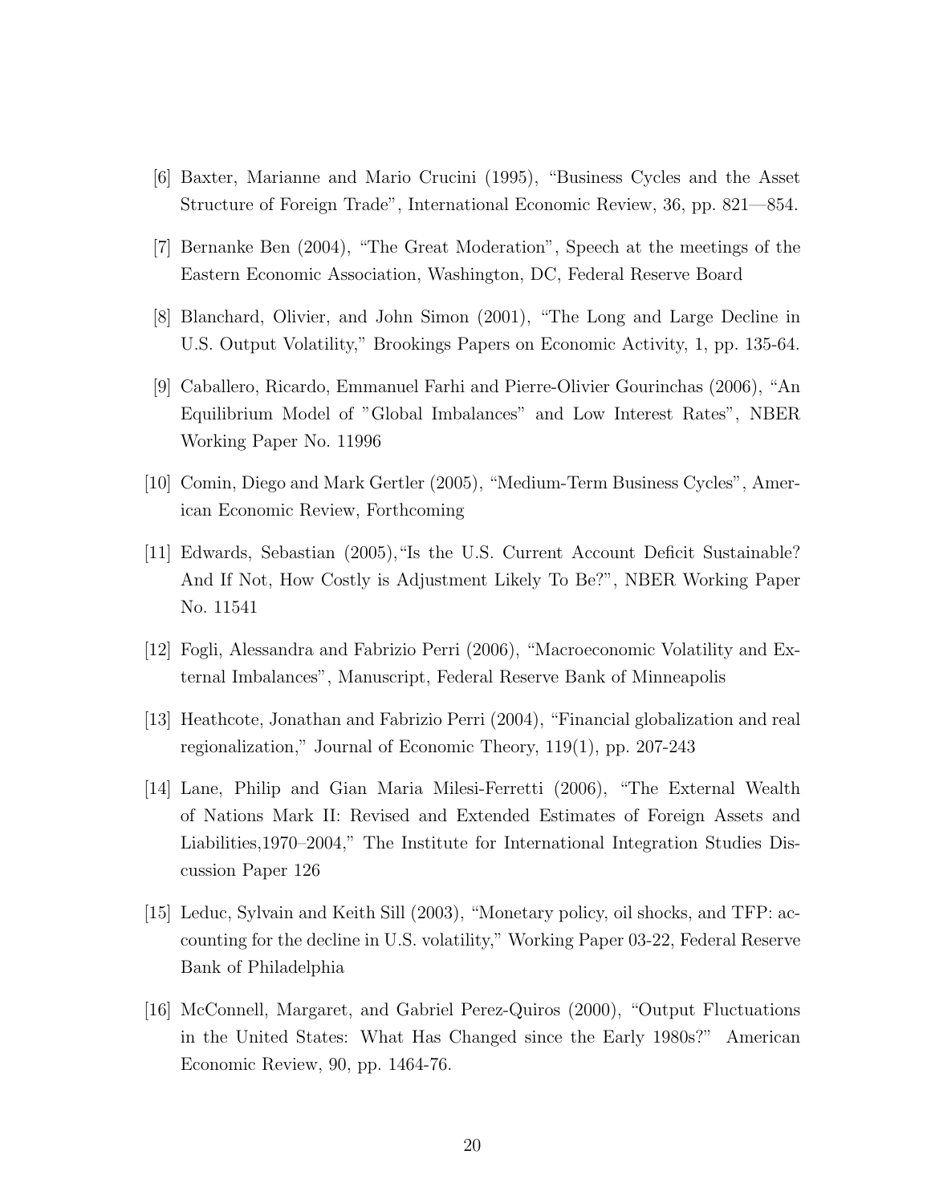[6] Baxter, Marianne and Mario Crucini (1995), "Business Cycles and the Asset Structure of Foreign Trade", International Economic Review, 36, pp. 821—854.

[7] Bernanke Ben (2004), "The Great Moderation", Speech at the meetings of the Eastern Economic Association, Washington, DC, Federal Reserve Board

[8] Blanchard, Olivier, and John Simon (2001), "The Long and Large Decline in U.S. Output Volatility," Brookings Papers on Economic Activity, 1, pp. 135-64.

[9] Caballero, Ricardo, Emmanuel Farhi and Pierre-Olivier Gourinchas (2006), "An Equilibrium Model of "Global Imbalances" and Low Interest Rates", NBER Working Paper No. 11996

[10] Comin, Diego and Mark Gertler (2005), "Medium-Term Business Cycles", American Economic Review, Forthcoming

[11] Edwards, Sebastian (2005), "Is the U.S. Current Account Deficit Sustainable? And If Not, How Costly is Adjustment Likely To Be?", NBER Working Paper No. 11541

[12] Fogli, Alessandra and Fabrizio Perri (2006), "Macroeconomic Volatility and External Imbalances", Manuscript, Federal Reserve Bank of Minneapolis

[13] Heathcote, Jonathan and Fabrizio Perri (2004), "Financial globalization and real regionalization," Journal of Economic Theory, 119(1), pp. 207-243

[14] Lane, Philip and Gian Maria Milesi-Ferretti (2006), "The External Wealth of Nations Mark II: Revised and Extended Estimates of Foreign Assets and Liabilities,1970–2004," The Institute for International Integration Studies Discussion Paper 126

[15] Leduc, Sylvain and Keith Sill (2003), "Monetary policy, oil shocks, and TFP: accounting for the decline in U.S. volatility," Working Paper 03-22, Federal Reserve Bank of Philadelphia

[16] McConnell, Margaret, and Gabriel Perez-Quiros (2000), "Output Fluctuations in the United States: What Has Changed since the Early 1980s?" American Economic Review, 90, pp. 1464-76.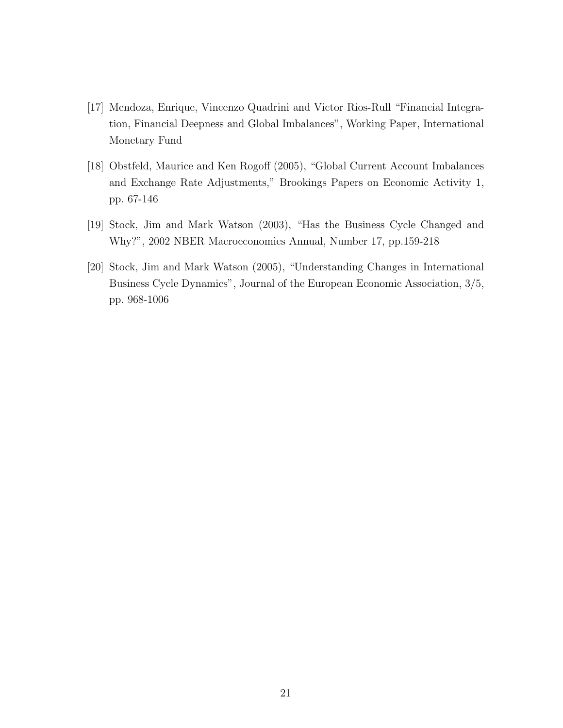[17] Mendoza, Enrique, Vincenzo Quadrini and Victor Rios-Rull "Financial Integration, Financial Deepness and Global Imbalances", Working Paper, International Monetary Fund

[18] Obstfeld, Maurice and Ken Rogoff (2005), "Global Current Account Imbalances and Exchange Rate Adjustments," Brookings Papers on Economic Activity 1, pp. 67-146

[19] Stock, Jim and Mark Watson (2003), "Has the Business Cycle Changed and Why?", 2002 NBER Macroeconomics Annual, Number 17, pp.159-218

[20] Stock, Jim and Mark Watson (2005), "Understanding Changes in International Business Cycle Dynamics", Journal of the European Economic Association, 3/5, pp. 968-1006